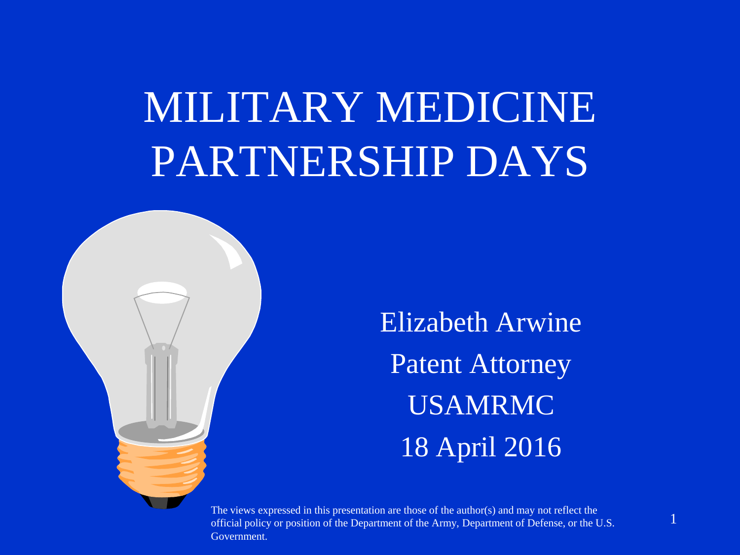# MILITARY MEDICINE PARTNERSHIP DAYS

Elizabeth Arwine

Patent Attorney

USAMRMC

18 April 2016

The views expressed in this presentation are those of the author(s) and may not reflect the official policy or position of the Department of the Army, Department of Defense, or the U.S. Government.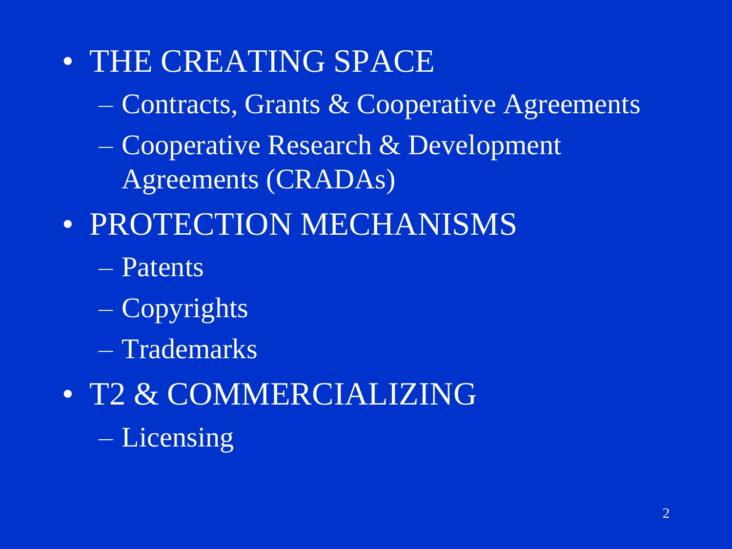- THE CREATING SPACE
  - Contracts, Grants & Cooperative Agreements
  - Cooperative Research & Development Agreements (CRADAs)
- PROTECTION MECHANISMS
  - Patents
  - Copyrights
  - Trademarks
- T2 & COMMERCIALIZING
  - Licensing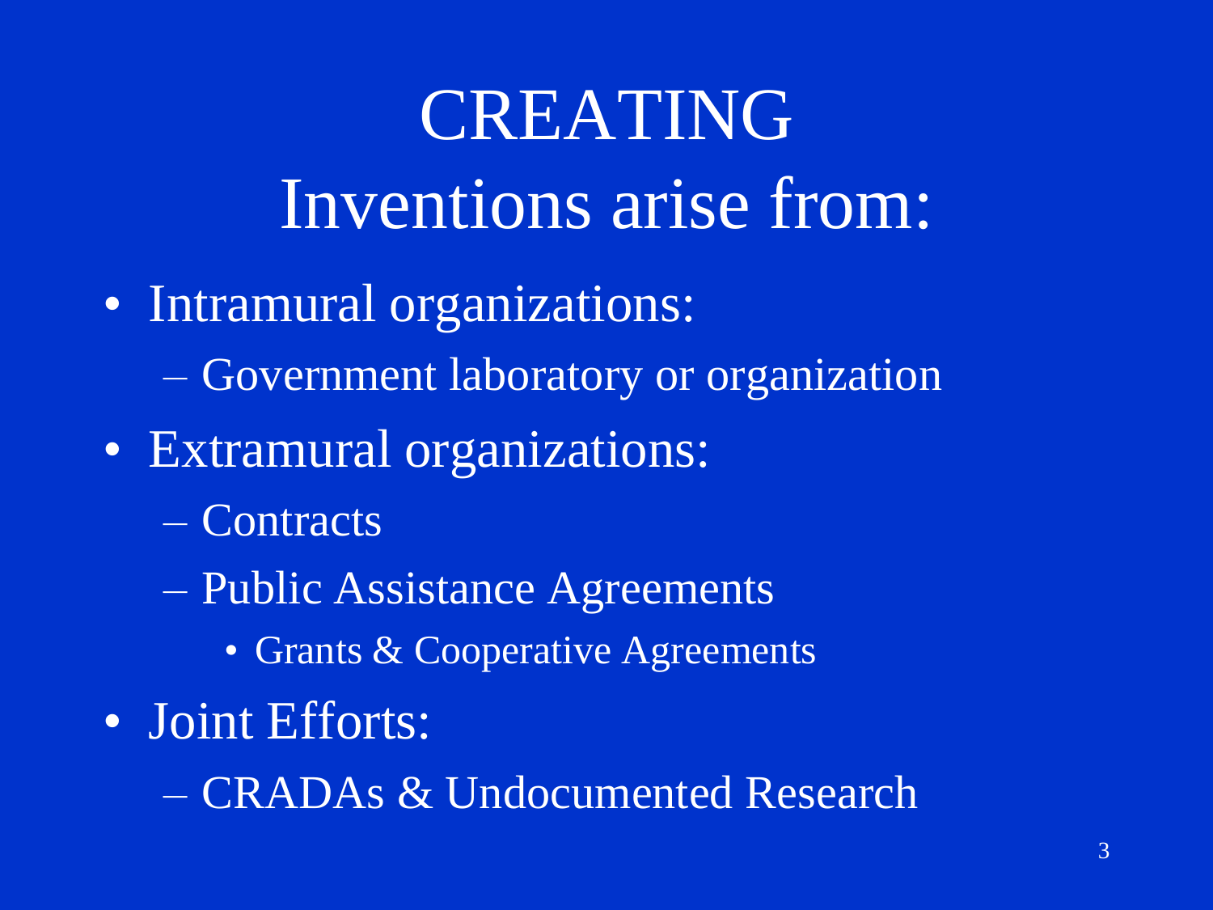# CREATING

## Inventions arise from:

- Intramural organizations:
  - Government laboratory or organization
- Extramural organizations:
  - Contracts
  - Public Assistance Agreements
    - Grants & Cooperative Agreements
- Joint Efforts:
  - CRADAs & Undocumented Research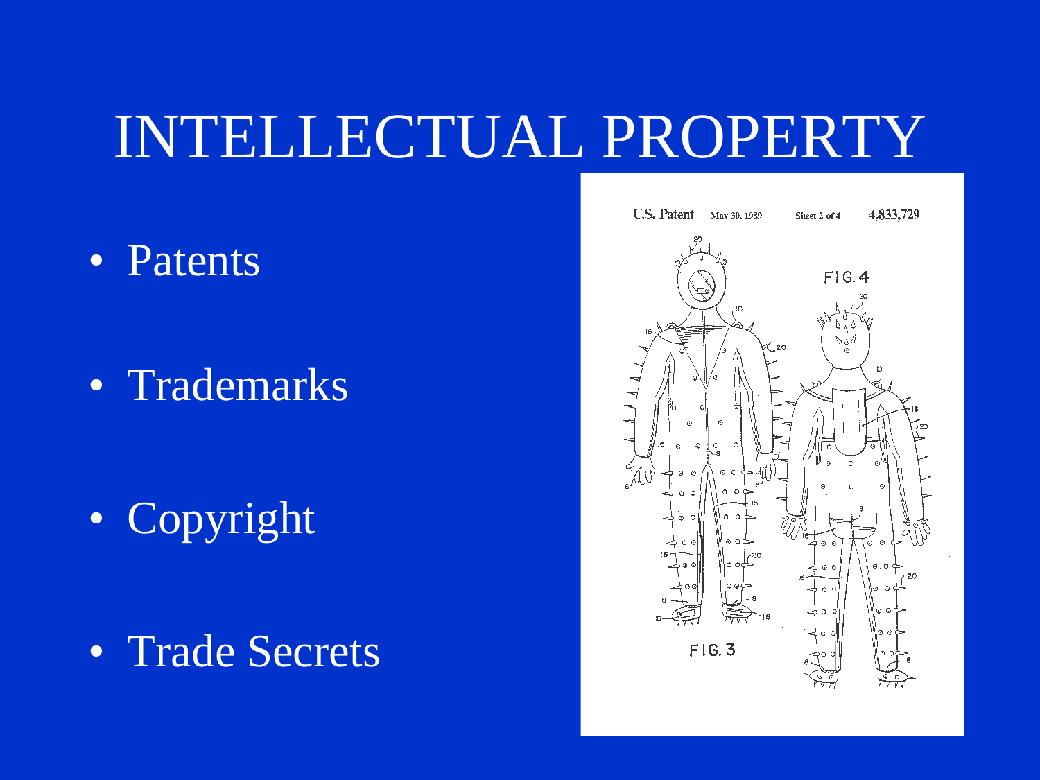# INTELLECTUAL PROPERTY

- Patents
- Trademarks
- Copyright
- Trade Secrets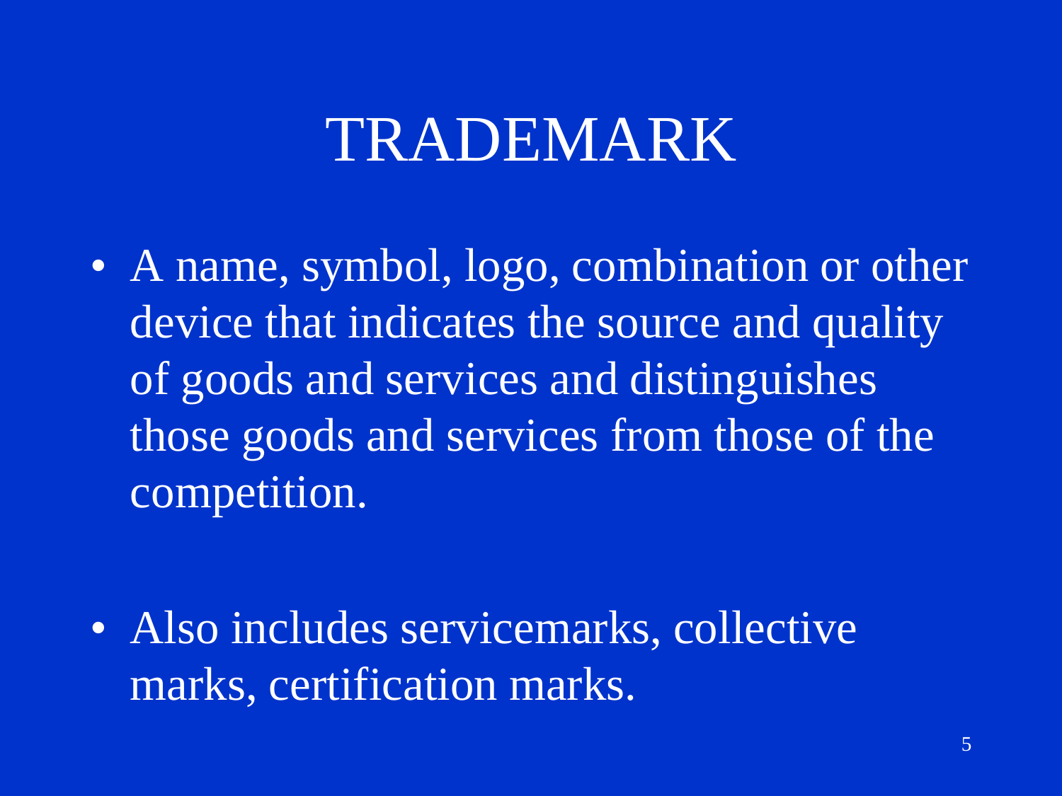# TRADEMARK

- A name, symbol, logo, combination or other device that indicates the source and quality of goods and services and distinguishes those goods and services from those of the competition.

- Also includes servicemarks, collective marks, certification marks.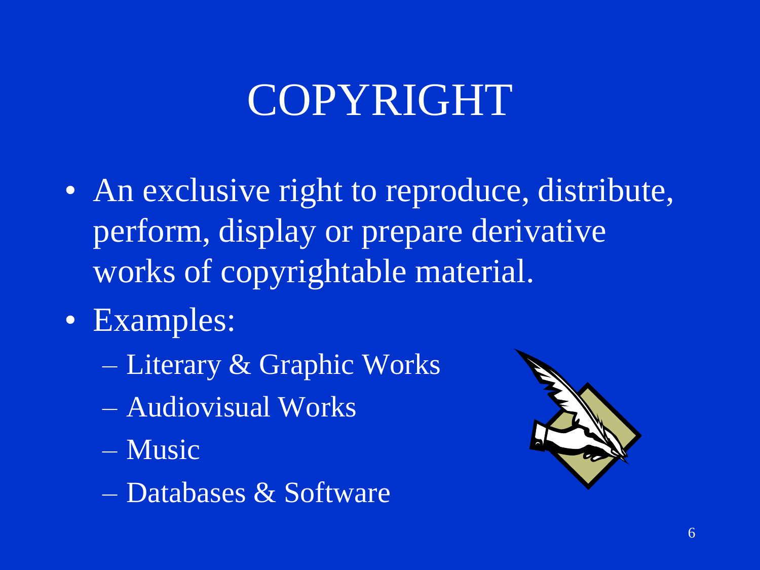# COPYRIGHT

- An exclusive right to reproduce, distribute, perform, display or prepare derivative works of copyrightable material.
- Examples:
  - Literary & Graphic Works
  - Audiovisual Works
  - Music
  - Databases & Software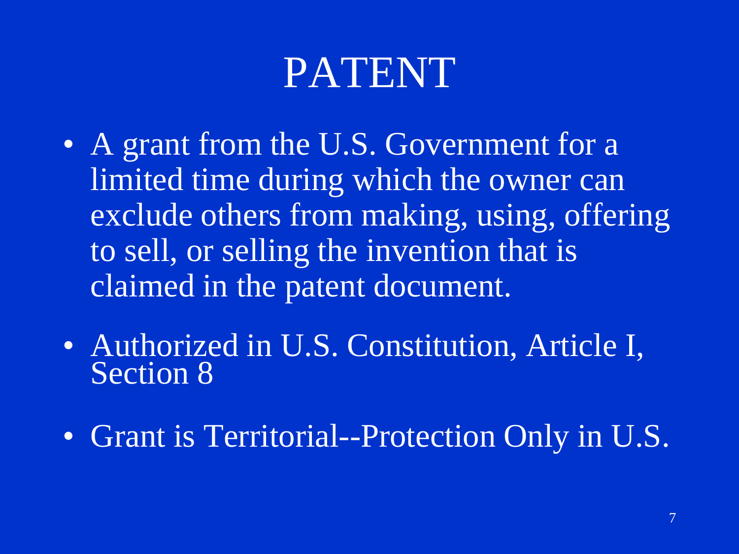# PATENT

- A grant from the U.S. Government for a limited time during which the owner can exclude others from making, using, offering to sell, or selling the invention that is claimed in the patent document.
- Authorized in U.S. Constitution, Article I, Section 8
- Grant is Territorial--Protection Only in U.S.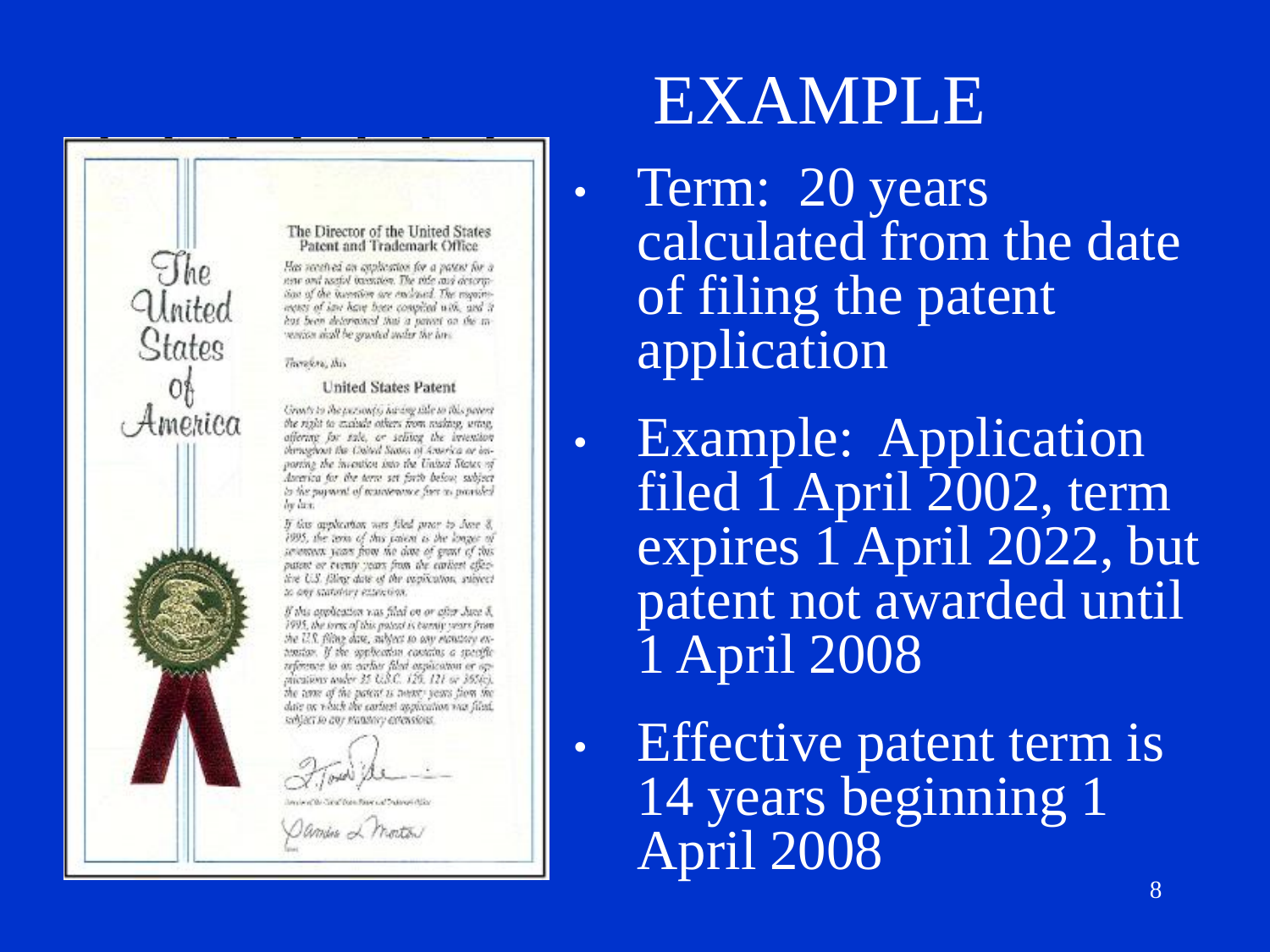# EXAMPLE

- Term: 20 years calculated from the date of filing the patent application
- Example: Application filed 1 April 2002, term expires 1 April 2022, but patent not awarded until 1 April 2008
- Effective patent term is 14 years beginning 1 April 2008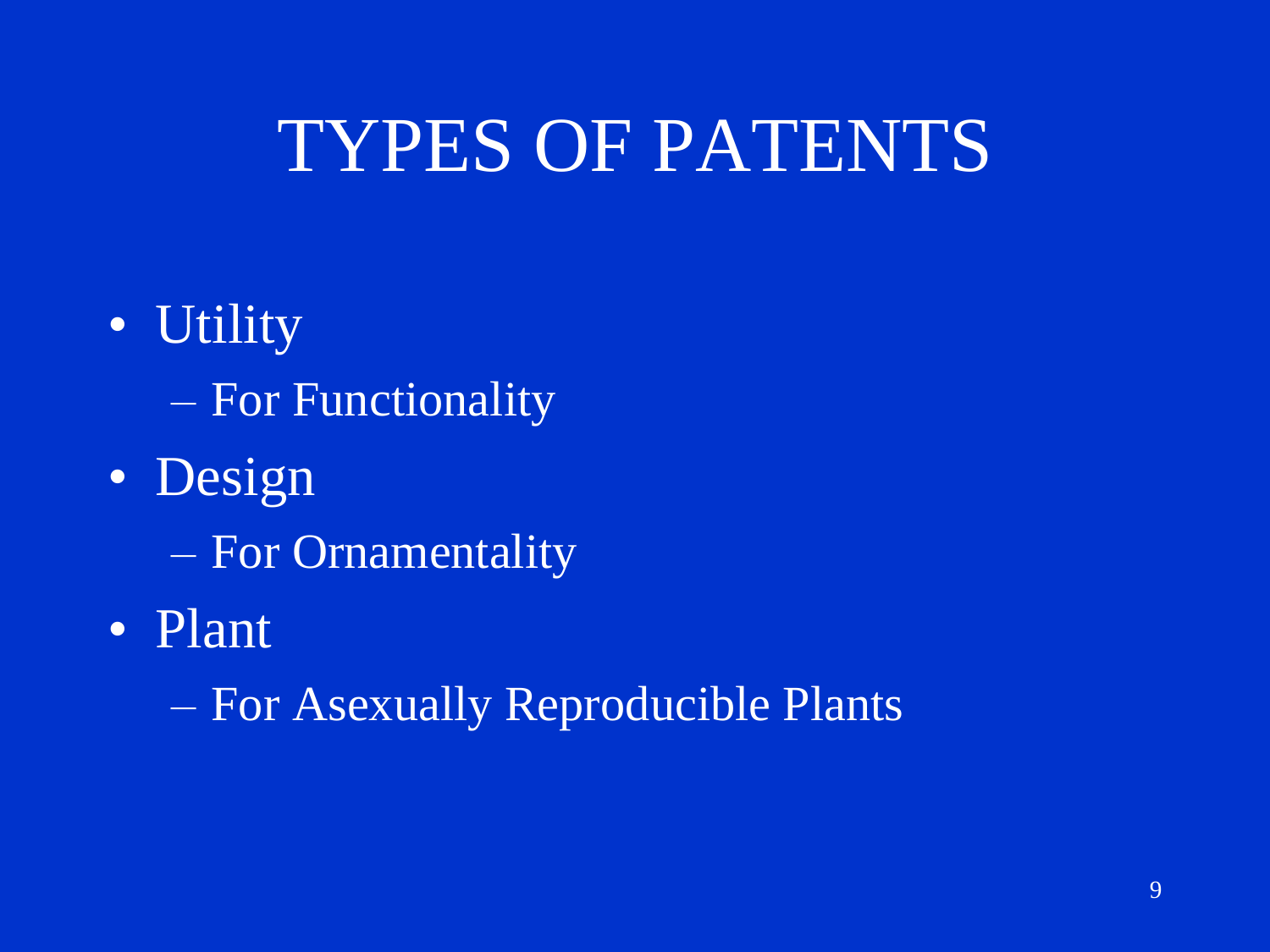# TYPES OF PATENTS

- Utility
  - For Functionality
- Design
  - For Ornamentality
- Plant
  - For Asexually Reproducible Plants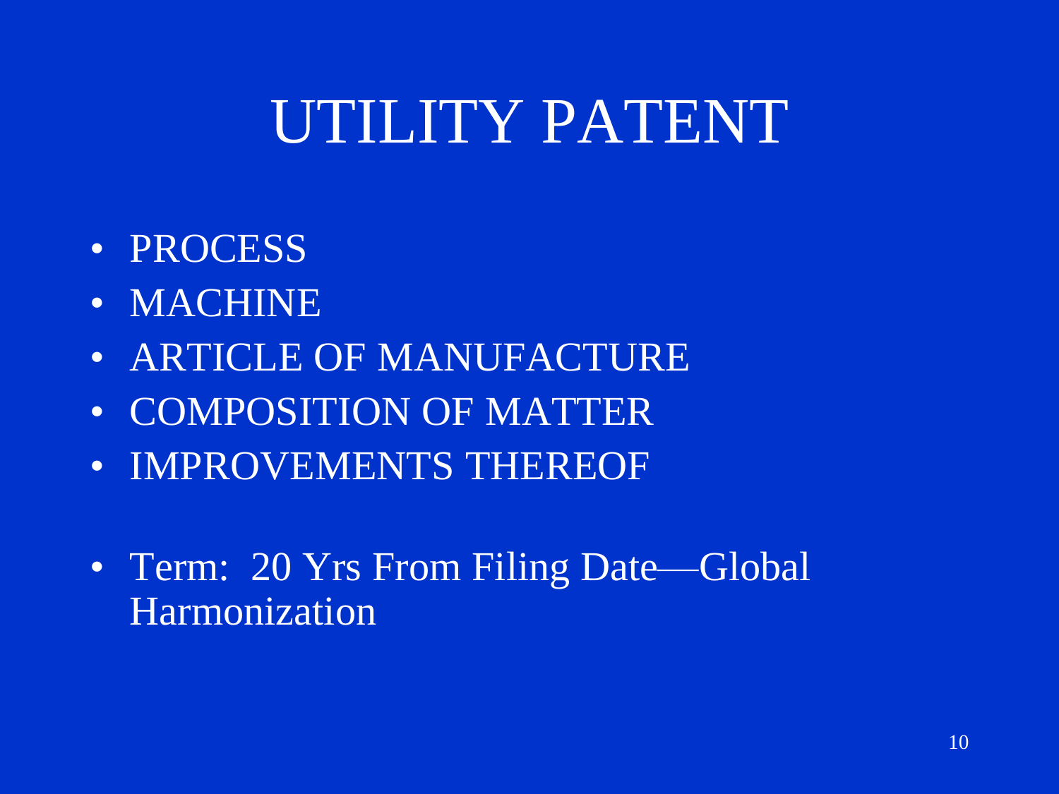# UTILITY PATENT

- PROCESS
- MACHINE
- ARTICLE OF MANUFACTURE
- COMPOSITION OF MATTER
- IMPROVEMENTS THEREOF

- Term: 20 Yrs From Filing Date—Global Harmonization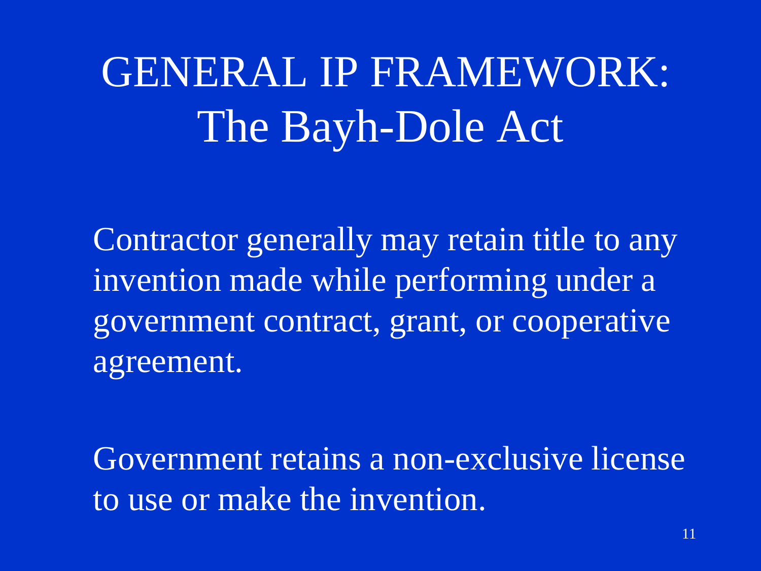# GENERAL IP FRAMEWORK: The Bayh-Dole Act

Contractor generally may retain title to any invention made while performing under a government contract, grant, or cooperative agreement.

Government retains a non-exclusive license to use or make the invention.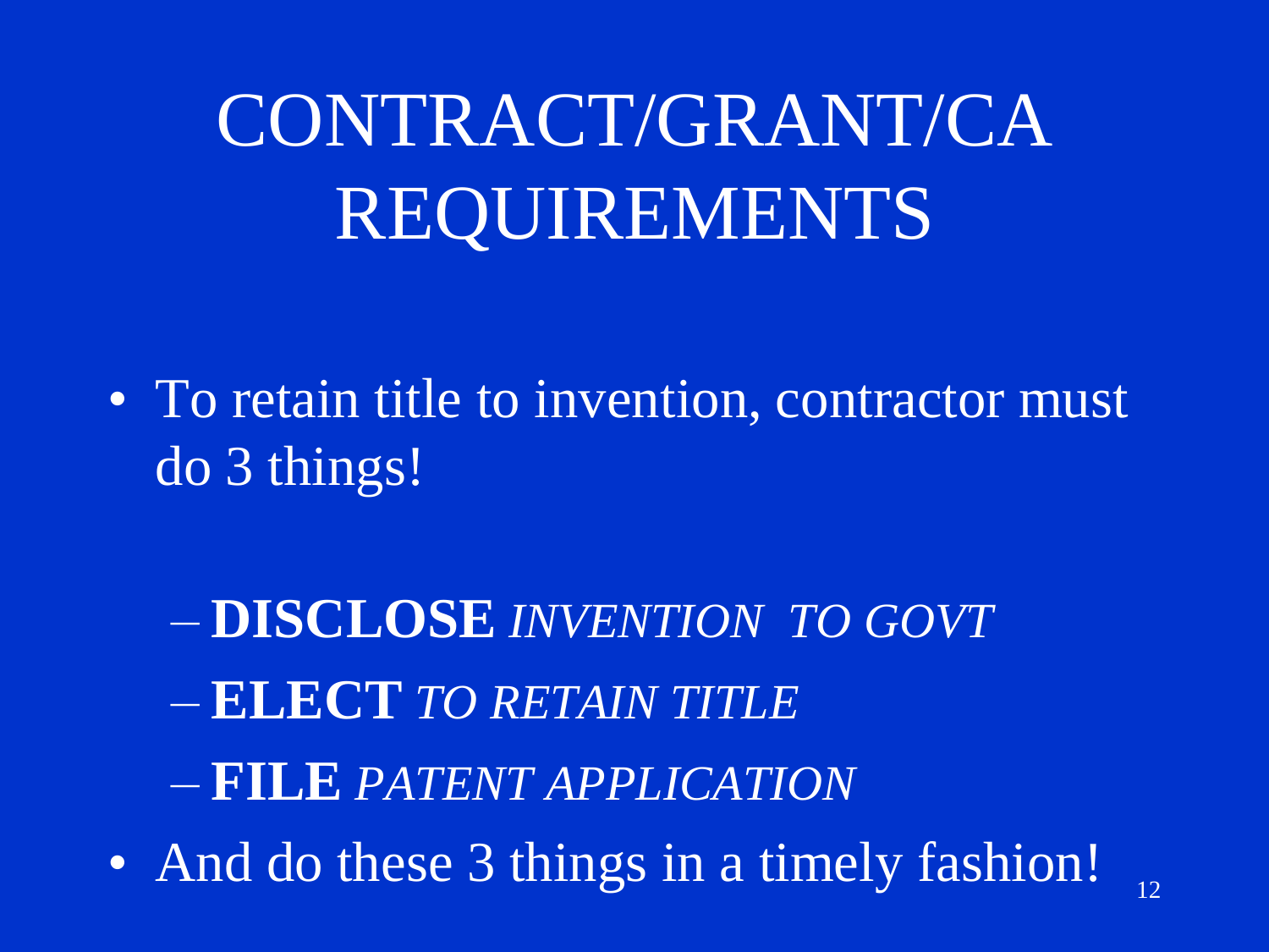# CONTRACT/GRANT/CA REQUIREMENTS

- To retain title to invention, contractor must do 3 things!
  - **DISCLOSE** *INVENTION TO GOVT*
  - **ELECT** *TO RETAIN TITLE*
  - **FILE** *PATENT APPLICATION*
- And do these 3 things in a timely fashion!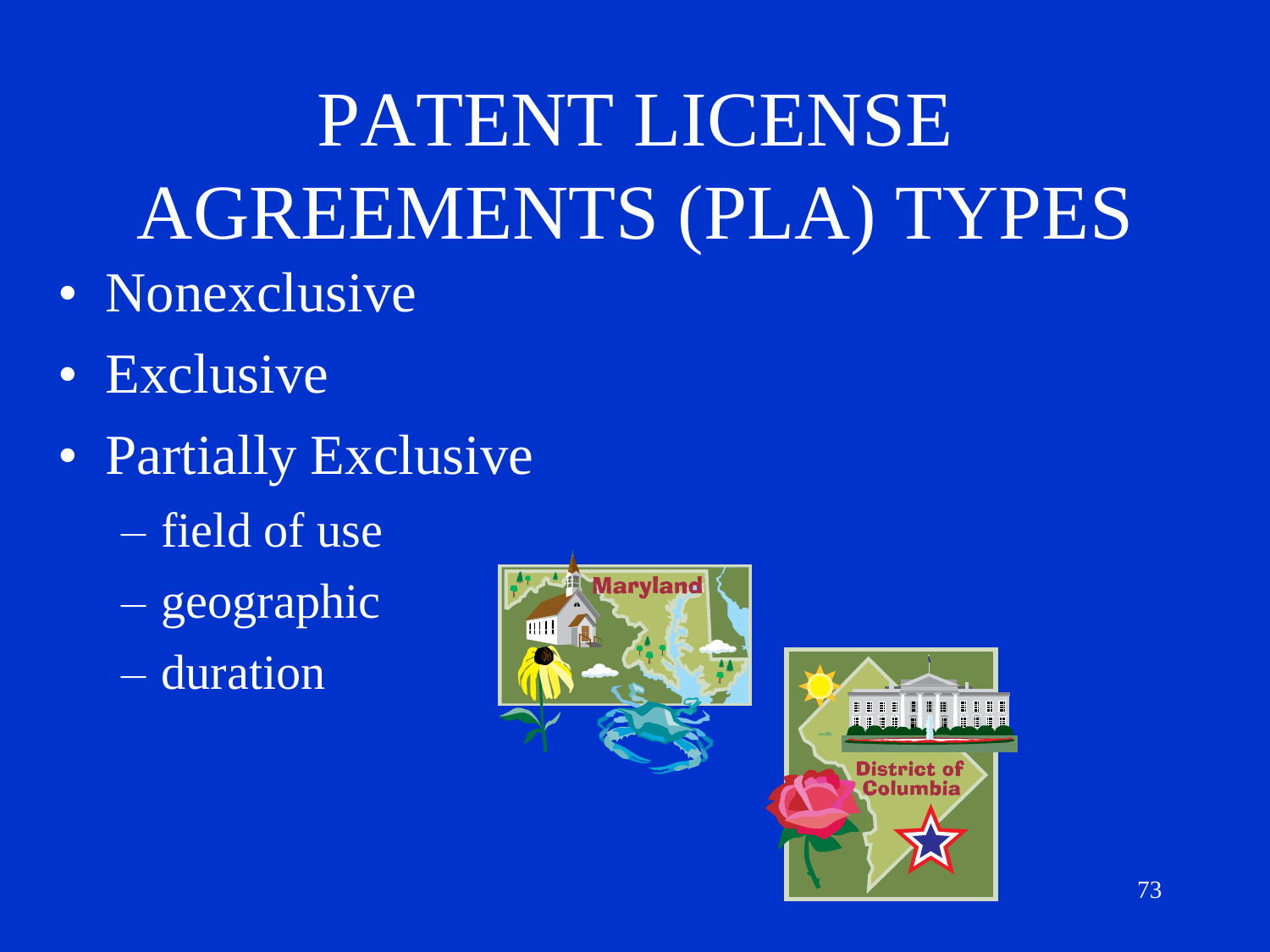# PATENT LICENSE AGREEMENTS (PLA) TYPES

- Nonexclusive
- Exclusive
- Partially Exclusive
  - field of use
  - geographic
  - duration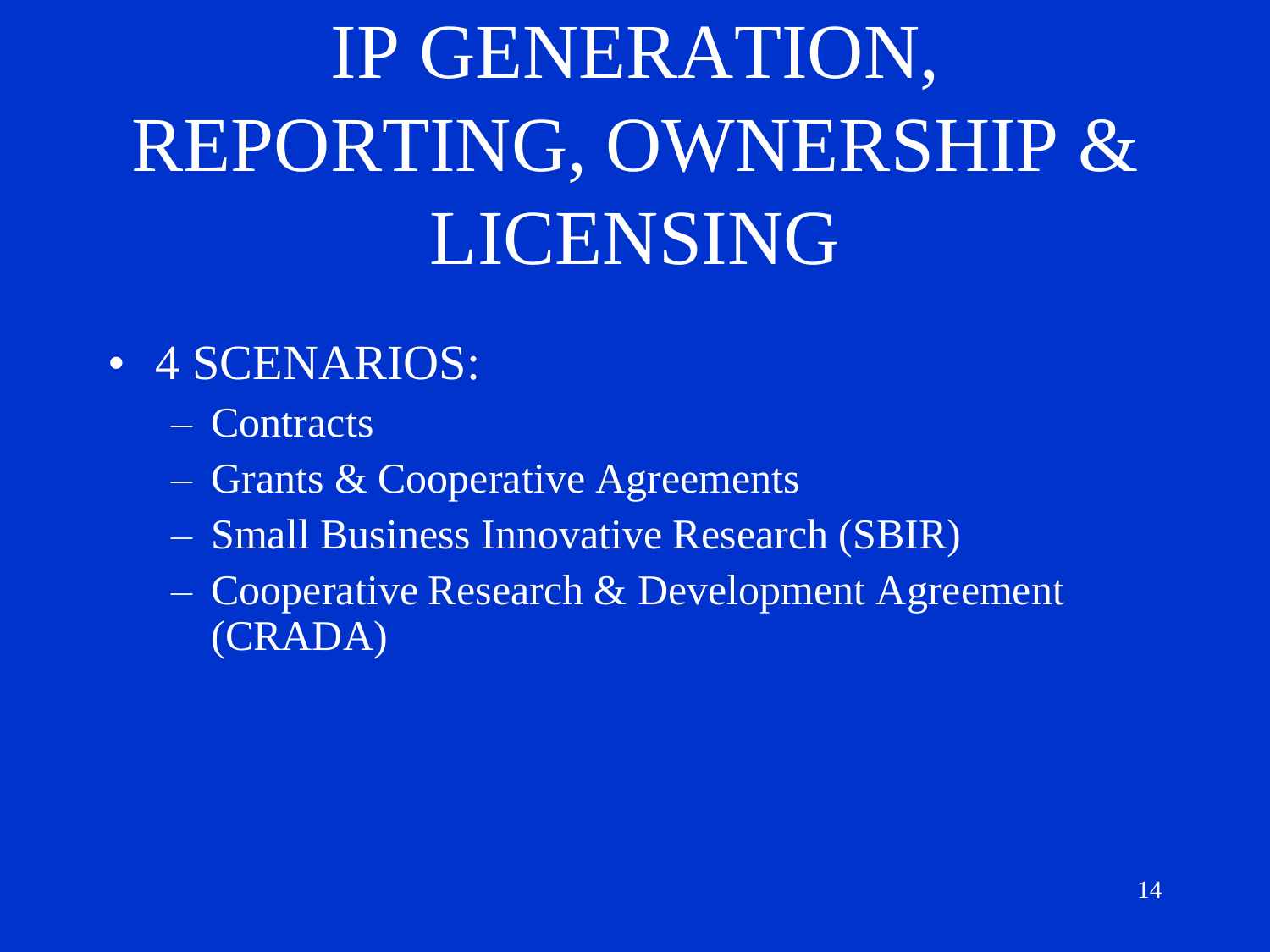# IP GENERATION, REPORTING, OWNERSHIP & LICENSING

- 4 SCENARIOS:
  - Contracts
  - Grants & Cooperative Agreements
  - Small Business Innovative Research (SBIR)
  - Cooperative Research & Development Agreement (CRADA)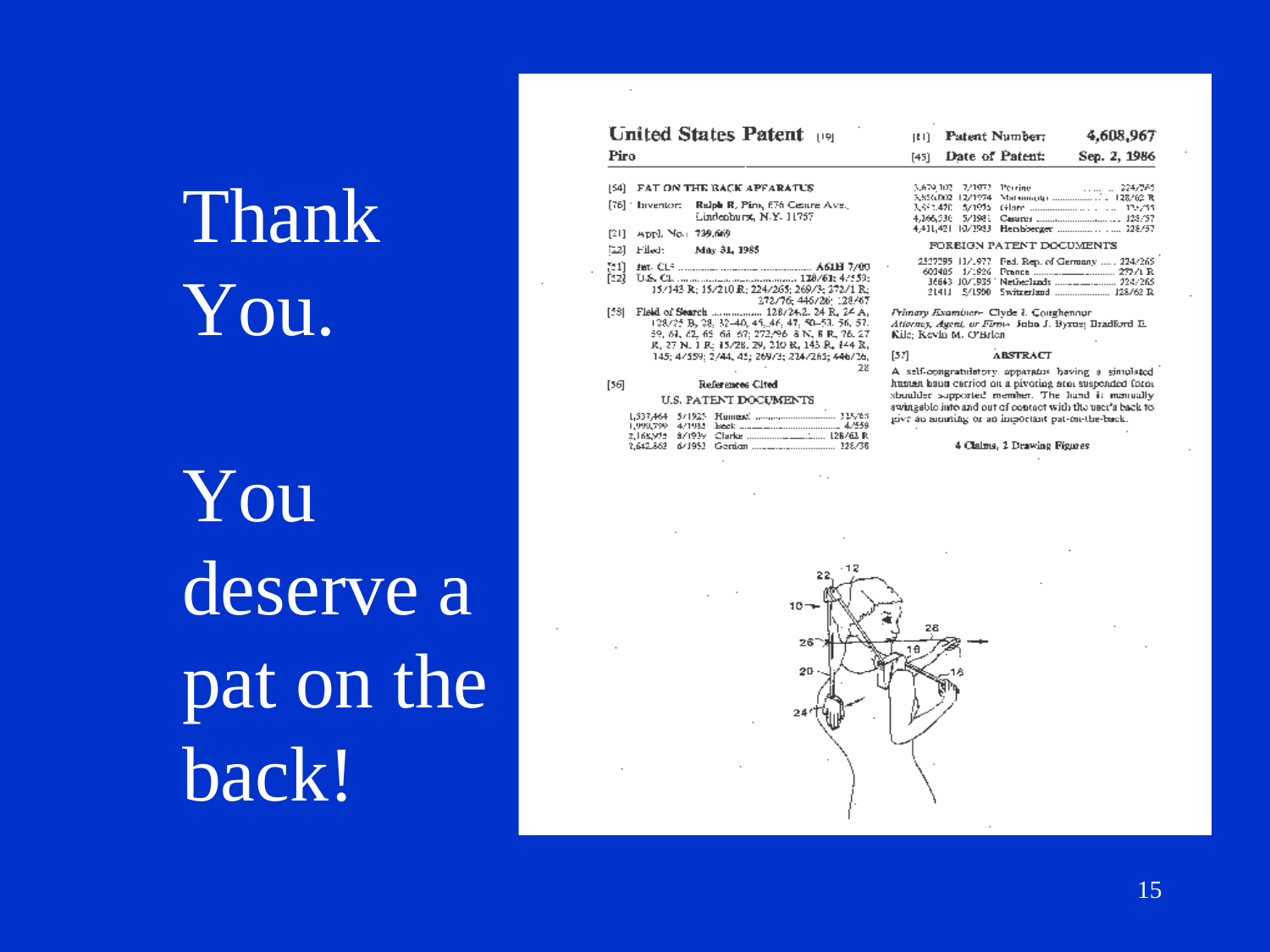Thank You.

You deserve a pat on the back!

**United States Patent** [19]
**Piro**

[11] **Patent Number:** 4,608,967
[45] **Date of Patent:** Sep. 2, 1986

[54] PAT ON THE BACK APPARATUS

[76] Inventor: Ralph R. Piro, 676 Center Ave., Lindenhurst, N.Y. 11757

[21] Appl. No.: 739,669

[22] Filed: May 31, 1985

[51] Int. Cl.⁴ .......... A61H 7/00

[52] U.S. Cl. .......... 128/61; 4/559; 15/143 R; 15/210 R; 224/265; 269/3; 272/1 R; 272/76; 446/26; 128/67

[58] Field of Search .......... 128/24.2, 24 R, 24 A, 128/25 B, 28, 32–40, 45, 46, 47, 50–53, 56, 57, 59, 61, 62, 65, 66, 67; 272/96, 8 N, 8 R, 76, 27 R, 27 N, 1 R; 15/28, 29, 210 R, 143 R, 144 R, 145; 4/559; 2/44, 45; 269/3; 224/265; 446/26, 28

[56] References Cited

U.S. PATENT DOCUMENTS

1,537,464 5/1925 Hummel .......... 135/65
1,993,799 4/1935 Leck .......... 4/559
2,168,972 8/1939 Clarke .......... 128/62 R
2,642,862 6/1953 Gordon .......... 128/38
3,679,102 7/1972 Perrine .......... 224/265
3,856,002 12/1974 Matsumoto .......... 128/62 R
3,861,470 5/1975 Glare .......... 172/55
4,266,536 5/1981 Casarus .......... 128/57
4,411,421 10/1983 Hershberger .......... 128/57

FOREIGN PATENT DOCUMENTS

2527285 11/1977 Fed. Rep. of Germany .......... 224/265
603405 1/1926 France .......... 272/1 R
36643 10/1935 Netherlands .......... 224/265
21411 5/1900 Switzerland .......... 128/62 R

*Primary Examiner*—Clyde I. Coughenour
*Attorney, Agent, or Firm*—John J. Byrne; Bradford E. Kile; Kevin M. O'Brien

[57] ABSTRACT

A self-congratulatory apparatus having a simulated human hand carried on a pivoting arm suspended from shoulder supported member. The hand is manually swingable into and out of contact with the user's back to give an amusing or an important pat-on-the-back.

4 Claims, 2 Drawing Figures

22 12 10 26 28 18 20 16 24